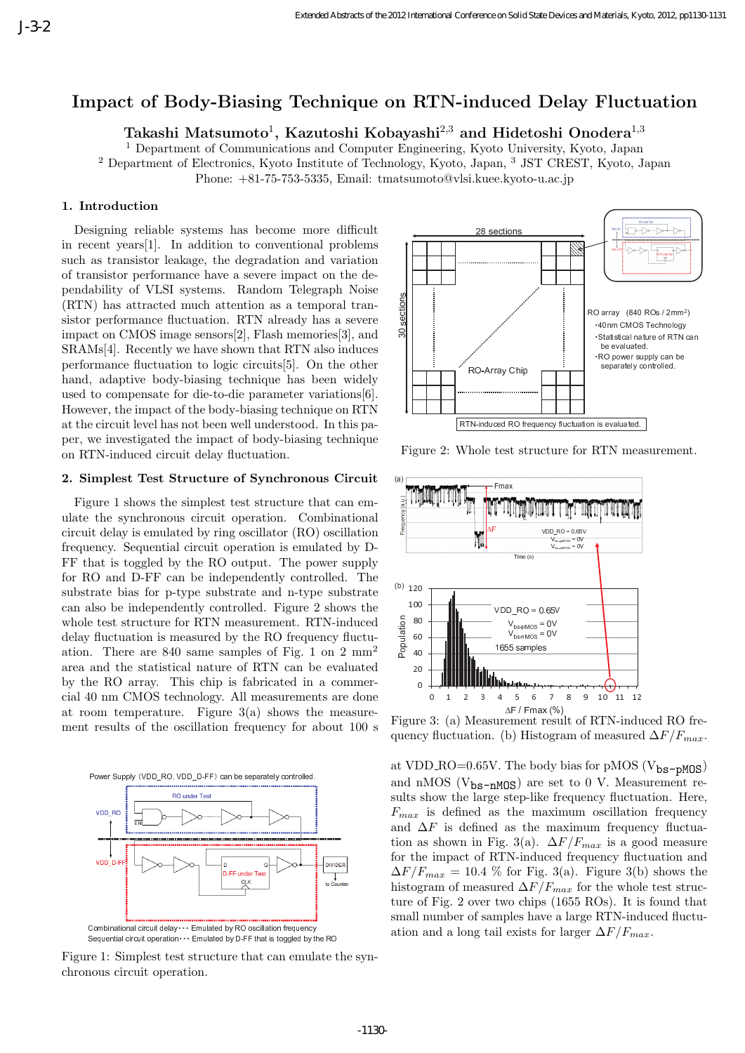# Impact of Body-Biasing Technique on RTN-induced Delay Fluctuation

**Takashi Matsumoto[1], Kazutoshi Kobayashi[2,3] and Hidetoshi Onodera[1,3]**

[1] Department of Communications and Computer Engineering, Kyoto University, Kyoto, Japan
[2] Department of Electronics, Kyoto Institute of Technology, Kyoto, Japan, [3] JST CREST, Kyoto, Japan
Phone: +81-75-753-5335, Email: tmatsumoto@vlsi.kuee.kyoto-u.ac.jp

## 1. Introduction

Designing reliable systems has become more difficult in recent years[1]. In addition to conventional problems such as transistor leakage, the degradation and variation of transistor performance have a severe impact on the dependability of VLSI systems. Random Telegraph Noise (RTN) has attracted much attention as a temporal transistor performance fluctuation. RTN already has a severe impact on CMOS image sensors[2], Flash memories[3], and SRAMs[4]. Recently we have shown that RTN also induces performance fluctuation to logic circuits[5]. On the other hand, adaptive body-biasing technique has been widely used to compensate for die-to-die parameter variations[6]. However, the impact of the body-biasing technique on RTN at the circuit level has not been well understood. In this paper, we investigated the impact of body-biasing technique on RTN-induced circuit delay fluctuation.

## 2. Simplest Test Structure of Synchronous Circuit

Figure 1 shows the simplest test structure that can emulate the synchronous circuit operation. Combinational circuit delay is emulated by ring oscillator (RO) oscillation frequency. Sequential circuit operation is emulated by D-FF that is toggled by the RO output. The power supply for RO and D-FF can be independently controlled. The substrate bias for p-type substrate and n-type substrate can also be independently controlled. Figure 2 shows the whole test structure for RTN measurement. RTN-induced delay fluctuation is measured by the RO frequency fluctuation. There are 840 same samples of Fig. 1 on 2 mm$^2$ area and the statistical nature of RTN can be evaluated by the RO array. This chip is fabricated in a commercial 40 nm CMOS technology. All measurements are done at room temperature. Figure 3(a) shows the measurement results of the oscillation frequency for about 100 s at VDD_RO=0.65V. The body bias for pMOS ($V_{\texttt{bs-pMOS}}$) and nMOS ($V_{\texttt{bs-nMOS}}$) are set to 0 V. Measurement results show the large step-like frequency fluctuation. Here, $F_{max}$ is defined as the maximum oscillation frequency and $\Delta F$ is defined as the maximum frequency fluctuation as shown in Fig. 3(a). $\Delta F/F_{max}$ is a good measure for the impact of RTN-induced frequency fluctuation and $\Delta F/F_{max}$ = 10.4 % for Fig. 3(a). Figure 3(b) shows the histogram of measured $\Delta F/F_{max}$ for the whole test structure of Fig. 2 over two chips (1655 ROs). It is found that small number of samples have a large RTN-induced fluctuation and a long tail exists for larger $\Delta F/F_{max}$.

Figure 1: Simplest test structure that can emulate the synchronous circuit operation.

Figure 2: Whole test structure for RTN measurement.

Figure 3: (a) Measurement result of RTN-induced RO frequency fluctuation. (b) Histogram of measured $\Delta F/F_{max}$.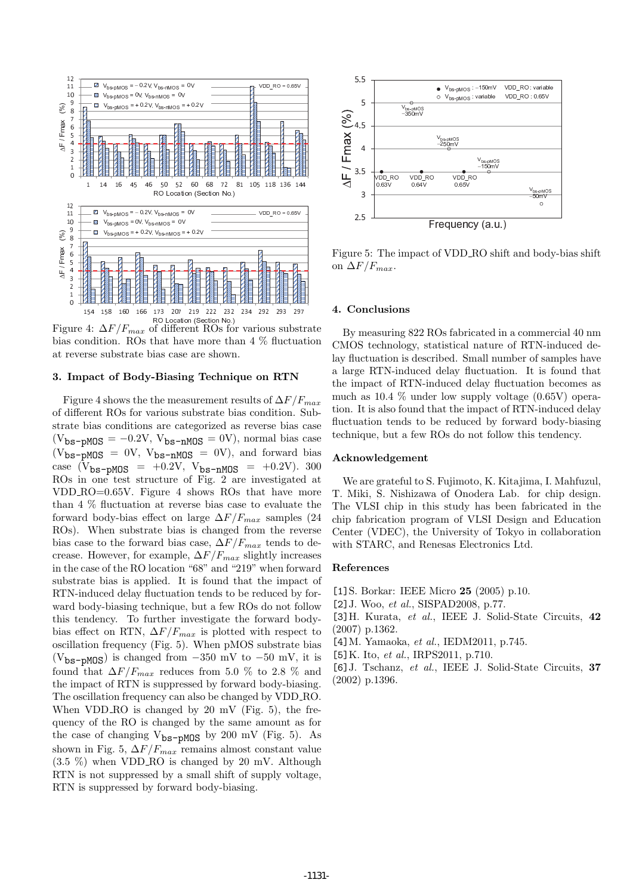12
11
10
9
8
7
6
5
4
3
2
1
0

ΔF / Fmax (%)

$V_{bs\text{-}pMOS}$ = − 0.2V, $V_{bs\text{-}nMOS}$ = 0V
$V_{bs\text{-}pMOS}$ = 0V, $V_{bs\text{-}nMOS}$ = 0V
$V_{bs\text{-}pMOS}$ = + 0.2V, $V_{bs\text{-}nMOS}$ = + 0.2V

VDD_RO = 0.65V

1 14 16 45 46 50 52 60 68 72 81 105 118 136 144

RO Location (Section No.)

12
11
10
9
8
7
6
5
4
3
2
1
0

ΔF / Fmax (%)

$V_{bs\text{-}pMOS}$ = − 0.2V, $V_{bs\text{-}nMOS}$ = 0V
$V_{bs\text{-}pMOS}$ = 0V, $V_{bs\text{-}nMOS}$ = 0V
$V_{bs\text{-}pMOS}$ = + 0.2V, $V_{bs\text{-}nMOS}$ = + 0.2V

VDD_RO = 0.65V

154 158 160 166 173 207 219 222 232 234 292 293 297

RO Location (Section No.)

Figure 4: $\Delta F/F_{max}$ of different ROs for various substrate bias condition. ROs that have more than 4 % fluctuation at reverse substrate bias case are shown.

5.5
5
4.5
4
3.5
3
2.5

ΔF / Fmax (%)

● $V_{bs\text{-}pMOS}$ : −150mV VDD_RO : variable
○ $V_{bs\text{-}pMOS}$ : variable VDD_RO : 0.65V

$V_{bs\text{-}pMOS}$ −350mV

$V_{bs\text{-}pMOS}$ −250mV

$V_{bs\text{-}pMOS}$ −150mV

$V_{bs\text{-}pMOS}$ −50mV

VDD_RO 0.63V

VDD_RO 0.64V

VDD_RO 0.65V

Frequency (a.u.)

Figure 5: The impact of VDD_RO shift and body-bias shift on $\Delta F/F_{max}$.

## 3. Impact of Body-Biasing Technique on RTN

Figure 4 shows the the measurement results of $\Delta F/F_{max}$ of different ROs for various substrate bias condition. Substrate bias conditions are categorized as reverse bias case ($V_{bs\text{-}pMOS} = -0.2$V, $V_{bs\text{-}nMOS} = 0$V), normal bias case ($V_{bs\text{-}pMOS} = 0$V, $V_{bs\text{-}nMOS} = 0$V), and forward bias case ($V_{bs\text{-}pMOS} = +0.2$V, $V_{bs\text{-}nMOS} = +0.2$V). 300 ROs in one test structure of Fig. 2 are investigated at VDD_RO=0.65V. Figure 4 shows ROs that have more than 4 % fluctuation at reverse bias case to evaluate the forward body-bias effect on large $\Delta F/F_{max}$ samples (24 ROs). When substrate bias is changed from the reverse bias case to the forward bias case, $\Delta F/F_{max}$ tends to decrease. However, for example, $\Delta F/F_{max}$ slightly increases in the case of the RO location "68" and "219" when forward substrate bias is applied. It is found that the impact of RTN-induced delay fluctuation tends to be reduced by forward body-biasing technique, but a few ROs do not follow this tendency. To further investigate the forward body-bias effect on RTN, $\Delta F/F_{max}$ is plotted with respect to oscillation frequency (Fig. 5). When pMOS substrate bias ($V_{bs\text{-}pMOS}$) is changed from −350 mV to −50 mV, it is found that $\Delta F/F_{max}$ reduces from 5.0 % to 2.8 % and the impact of RTN is suppressed by forward body-biasing. The oscillation frequency can also be changed by VDD_RO. When VDD_RO is changed by 20 mV (Fig. 5), the frequency of the RO is changed by the same amount as for the case of changing $V_{bs\text{-}pMOS}$ by 200 mV (Fig. 5). As shown in Fig. 5, $\Delta F/F_{max}$ remains almost constant value (3.5 %) when VDD_RO is changed by 20 mV. Although RTN is not suppressed by a small shift of supply voltage, RTN is suppressed by forward body-biasing.

## 4. Conclusions

By measuring 822 ROs fabricated in a commercial 40 nm CMOS technology, statistical nature of RTN-induced delay fluctuation is described. Small number of samples have a large RTN-induced delay fluctuation. It is found that the impact of RTN-induced delay fluctuation becomes as much as 10.4 % under low supply voltage (0.65V) operation. It is also found that the impact of RTN-induced delay fluctuation tends to be reduced by forward body-biasing technique, but a few ROs do not follow this tendency.

## Acknowledgement

We are grateful to S. Fujimoto, K. Kitajima, I. Mahfuzul, T. Miki, S. Nishizawa of Onodera Lab. for chip design. The VLSI chip in this study has been fabricated in the chip fabrication program of VLSI Design and Education Center (VDEC), the University of Tokyo in collaboration with STARC, and Renesas Electronics Ltd.

## References

[1] S. Borkar: IEEE Micro **25** (2005) p.10.
[2] J. Woo, *et al.*, SISPAD2008, p.77.
[3] H. Kurata, *et al.*, IEEE J. Solid-State Circuits, **42** (2007) p.1362.
[4] M. Yamaoka, *et al.*, IEDM2011, p.745.
[5] K. Ito, *et al.*, IRPS2011, p.710.
[6] J. Tschanz, *et al.*, IEEE J. Solid-State Circuits, **37** (2002) p.1396.